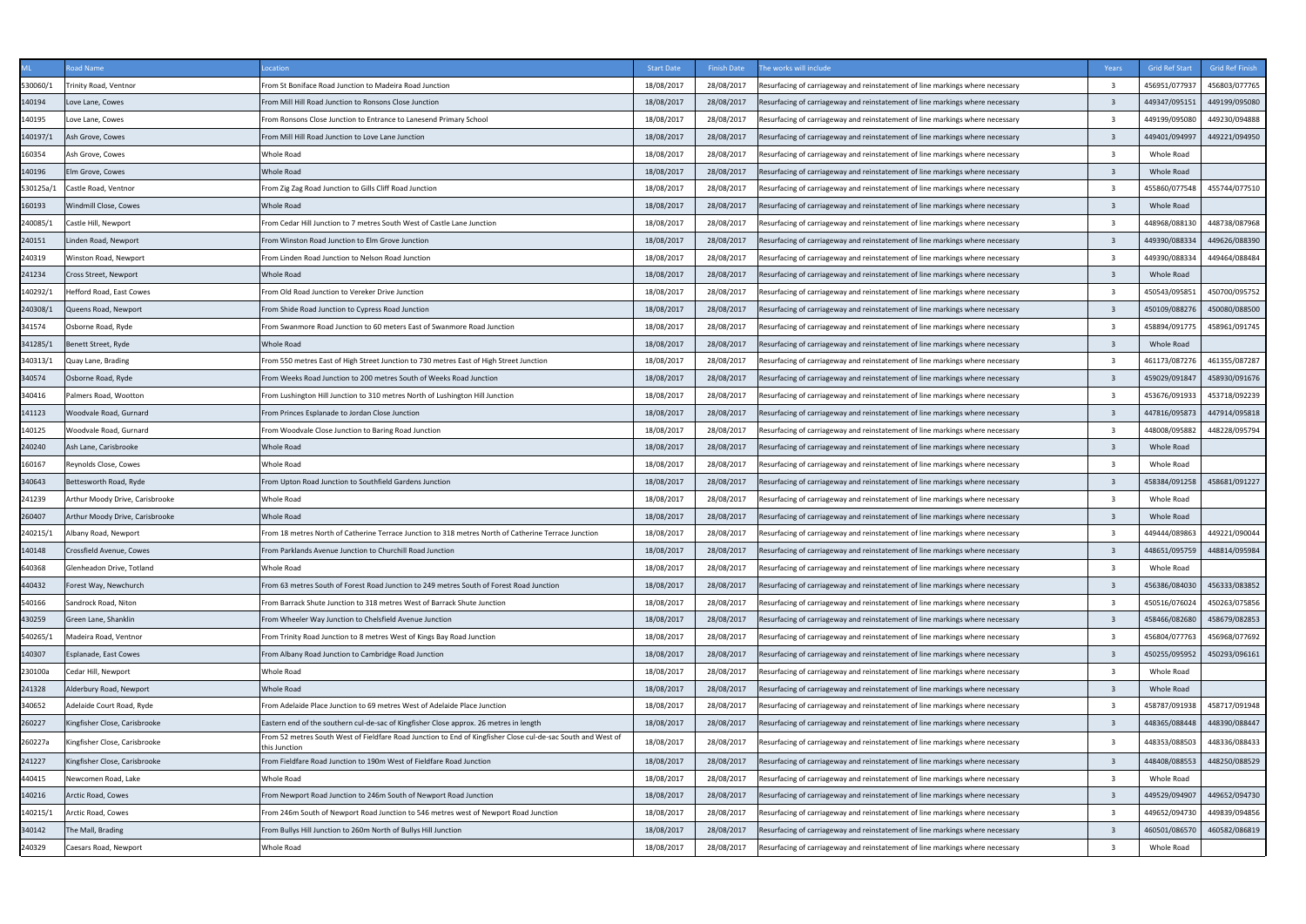| ML | Road Name | Location | Start Date | Finish Date | The works will include | Years | Grid Ref Start | Grid Ref Finish |
|---|---|---|---|---|---|---|---|---|
| 530060/1 | Trinity Road, Ventnor | From St Boniface Road Junction to Madeira Road Junction | 18/08/2017 | 28/08/2017 | Resurfacing of carriageway and reinstatement of line markings where necessary | 3 | 456951/077937 | 456803/077765 |
| 140194 | Love Lane, Cowes | From Mill Hill Road Junction to Ronsons Close Junction | 18/08/2017 | 28/08/2017 | Resurfacing of carriageway and reinstatement of line markings where necessary | 3 | 449347/095151 | 449199/095080 |
| 140195 | Love Lane, Cowes | From Ronsons Close Junction to Entrance to Lanesend Primary School | 18/08/2017 | 28/08/2017 | Resurfacing of carriageway and reinstatement of line markings where necessary | 3 | 449199/095080 | 449230/094888 |
| 140197/1 | Ash Grove, Cowes | From Mill Hill Road Junction to Love Lane Junction | 18/08/2017 | 28/08/2017 | Resurfacing of carriageway and reinstatement of line markings where necessary | 3 | 449401/094997 | 449221/094950 |
| 160354 | Ash Grove, Cowes | Whole Road | 18/08/2017 | 28/08/2017 | Resurfacing of carriageway and reinstatement of line markings where necessary | 3 | Whole Road | |
| 140196 | Elm Grove, Cowes | Whole Road | 18/08/2017 | 28/08/2017 | Resurfacing of carriageway and reinstatement of line markings where necessary | 3 | Whole Road | |
| 530125a/1 | Castle Road, Ventnor | From Zig Zag Road Junction to Gills Cliff Road Junction | 18/08/2017 | 28/08/2017 | Resurfacing of carriageway and reinstatement of line markings where necessary | 3 | 455860/077548 | 455744/077510 |
| 160193 | Windmill Close, Cowes | Whole Road | 18/08/2017 | 28/08/2017 | Resurfacing of carriageway and reinstatement of line markings where necessary | 3 | Whole Road | |
| 240085/1 | Castle Hill, Newport | From Cedar Hill Junction to 7 metres South West of Castle Lane Junction | 18/08/2017 | 28/08/2017 | Resurfacing of carriageway and reinstatement of line markings where necessary | 3 | 448968/088130 | 448738/087968 |
| 240151 | Linden Road, Newport | From Winston Road Junction to Elm Grove Junction | 18/08/2017 | 28/08/2017 | Resurfacing of carriageway and reinstatement of line markings where necessary | 3 | 449390/088334 | 449626/088390 |
| 240319 | Winston Road, Newport | From Linden Road Junction to Nelson Road Junction | 18/08/2017 | 28/08/2017 | Resurfacing of carriageway and reinstatement of line markings where necessary | 3 | 449390/088334 | 449464/088484 |
| 241234 | Cross Street, Newport | Whole Road | 18/08/2017 | 28/08/2017 | Resurfacing of carriageway and reinstatement of line markings where necessary | 3 | Whole Road | |
| 140292/1 | Hefford Road, East Cowes | From Old Road Junction to Vereker Drive Junction | 18/08/2017 | 28/08/2017 | Resurfacing of carriageway and reinstatement of line markings where necessary | 3 | 450543/095851 | 450700/095752 |
| 240308/1 | Queens Road, Newport | From Shide Road Junction to Cypress Road Junction | 18/08/2017 | 28/08/2017 | Resurfacing of carriageway and reinstatement of line markings where necessary | 3 | 450109/088276 | 450080/088500 |
| 341574 | Osborne Road, Ryde | From Swanmore Road Junction to 60 meters East of Swanmore Road Junction | 18/08/2017 | 28/08/2017 | Resurfacing of carriageway and reinstatement of line markings where necessary | 3 | 458894/091775 | 458961/091745 |
| 341285/1 | Benett Street, Ryde | Whole Road | 18/08/2017 | 28/08/2017 | Resurfacing of carriageway and reinstatement of line markings where necessary | 3 | Whole Road | |
| 340313/1 | Quay Lane, Brading | From 550 metres East of High Street Junction to 730 metres East of High Street Junction | 18/08/2017 | 28/08/2017 | Resurfacing of carriageway and reinstatement of line markings where necessary | 3 | 461173/087276 | 461355/087287 |
| 340574 | Osborne Road, Ryde | From Weeks Road Junction to 200 metres South of Weeks Road Junction | 18/08/2017 | 28/08/2017 | Resurfacing of carriageway and reinstatement of line markings where necessary | 3 | 459029/091847 | 458930/091676 |
| 340416 | Palmers Road, Wootton | From Lushington Hill Junction to 310 metres North of Lushington Hill Junction | 18/08/2017 | 28/08/2017 | Resurfacing of carriageway and reinstatement of line markings where necessary | 3 | 453676/091933 | 453718/092239 |
| 141123 | Woodvale Road, Gurnard | From Princes Esplanade to Jordan Close Junction | 18/08/2017 | 28/08/2017 | Resurfacing of carriageway and reinstatement of line markings where necessary | 3 | 447816/095873 | 447914/095818 |
| 140125 | Woodvale Road, Gurnard | From Woodvale Close Junction to Baring Road Junction | 18/08/2017 | 28/08/2017 | Resurfacing of carriageway and reinstatement of line markings where necessary | 3 | 448008/095882 | 448228/095794 |
| 240240 | Ash Lane, Carisbrooke | Whole Road | 18/08/2017 | 28/08/2017 | Resurfacing of carriageway and reinstatement of line markings where necessary | 3 | Whole Road | |
| 160167 | Reynolds Close, Cowes | Whole Road | 18/08/2017 | 28/08/2017 | Resurfacing of carriageway and reinstatement of line markings where necessary | 3 | Whole Road | |
| 340643 | Bettesworth Road, Ryde | From Upton Road Junction to Southfield Gardens Junction | 18/08/2017 | 28/08/2017 | Resurfacing of carriageway and reinstatement of line markings where necessary | 3 | 458384/091258 | 458681/091227 |
| 241239 | Arthur Moody Drive, Carisbrooke | Whole Road | 18/08/2017 | 28/08/2017 | Resurfacing of carriageway and reinstatement of line markings where necessary | 3 | Whole Road | |
| 260407 | Arthur Moody Drive, Carisbrooke | Whole Road | 18/08/2017 | 28/08/2017 | Resurfacing of carriageway and reinstatement of line markings where necessary | 3 | Whole Road | |
| 240215/1 | Albany Road, Newport | From 18 metres North of Catherine Terrace Junction to 318 metres North of Catherine Terrace Junction | 18/08/2017 | 28/08/2017 | Resurfacing of carriageway and reinstatement of line markings where necessary | 3 | 449444/089863 | 449221/090044 |
| 140148 | Crossfield Avenue, Cowes | From Parklands Avenue Junction to Churchill Road Junction | 18/08/2017 | 28/08/2017 | Resurfacing of carriageway and reinstatement of line markings where necessary | 3 | 448651/095759 | 448814/095984 |
| 640368 | Glenheadon Drive, Totland | Whole Road | 18/08/2017 | 28/08/2017 | Resurfacing of carriageway and reinstatement of line markings where necessary | 3 | Whole Road | |
| 440432 | Forest Way, Newchurch | From 63 metres South of Forest Road Junction to 249 metres South of Forest Road Junction | 18/08/2017 | 28/08/2017 | Resurfacing of carriageway and reinstatement of line markings where necessary | 3 | 456386/084030 | 456333/083852 |
| 540166 | Sandrock Road, Niton | From Barrack Shute Junction to 318 metres West of Barrack Shute Junction | 18/08/2017 | 28/08/2017 | Resurfacing of carriageway and reinstatement of line markings where necessary | 3 | 450516/076024 | 450263/075856 |
| 430259 | Green Lane, Shanklin | From Wheeler Way Junction to Chelsfield Avenue Junction | 18/08/2017 | 28/08/2017 | Resurfacing of carriageway and reinstatement of line markings where necessary | 3 | 458466/082680 | 458679/082853 |
| 540265/1 | Madeira Road, Ventnor | From Trinity Road Junction to 8 metres West of Kings Bay Road Junction | 18/08/2017 | 28/08/2017 | Resurfacing of carriageway and reinstatement of line markings where necessary | 3 | 456804/077763 | 456968/077692 |
| 140307 | Esplanade, East Cowes | From Albany Road Junction to Cambridge Road Junction | 18/08/2017 | 28/08/2017 | Resurfacing of carriageway and reinstatement of line markings where necessary | 3 | 450255/095952 | 450293/096161 |
| 230100a | Cedar Hill, Newport | Whole Road | 18/08/2017 | 28/08/2017 | Resurfacing of carriageway and reinstatement of line markings where necessary | 3 | Whole Road | |
| 241328 | Alderbury Road, Newport | Whole Road | 18/08/2017 | 28/08/2017 | Resurfacing of carriageway and reinstatement of line markings where necessary | 3 | Whole Road | |
| 340652 | Adelaide Court Road, Ryde | From Adelaide Place Junction to 69 metres West of Adelaide Place Junction | 18/08/2017 | 28/08/2017 | Resurfacing of carriageway and reinstatement of line markings where necessary | 3 | 458787/091938 | 458717/091948 |
| 260227 | Kingfisher Close, Carisbrooke | Eastern end of the southern cul-de-sac of Kingfisher Close approx. 26 metres in length | 18/08/2017 | 28/08/2017 | Resurfacing of carriageway and reinstatement of line markings where necessary | 3 | 448365/088448 | 448390/088447 |
| 260227a | Kingfisher Close, Carisbrooke | From 52 metres South West of Fieldfare Road Junction to End of Kingfisher Close cul-de-sac South and West of this Junction | 18/08/2017 | 28/08/2017 | Resurfacing of carriageway and reinstatement of line markings where necessary | 3 | 448353/088503 | 448336/088433 |
| 241227 | Kingfisher Close, Carisbrooke | From Fieldfare Road Junction to 190m West of Fieldfare Road Junction | 18/08/2017 | 28/08/2017 | Resurfacing of carriageway and reinstatement of line markings where necessary | 3 | 448408/088553 | 448250/088529 |
| 440415 | Newcomen Road, Lake | Whole Road | 18/08/2017 | 28/08/2017 | Resurfacing of carriageway and reinstatement of line markings where necessary | 3 | Whole Road | |
| 140216 | Arctic Road, Cowes | From Newport Road Junction to 246m South of Newport Road Junction | 18/08/2017 | 28/08/2017 | Resurfacing of carriageway and reinstatement of line markings where necessary | 3 | 449529/094907 | 449652/094730 |
| 140215/1 | Arctic Road, Cowes | From 246m South of Newport Road Junction to 546 metres west of Newport Road Junction | 18/08/2017 | 28/08/2017 | Resurfacing of carriageway and reinstatement of line markings where necessary | 3 | 449652/094730 | 449839/094856 |
| 340142 | The Mall, Brading | From Bullys Hill Junction to 260m North of Bullys Hill Junction | 18/08/2017 | 28/08/2017 | Resurfacing of carriageway and reinstatement of line markings where necessary | 3 | 460501/086570 | 460582/086819 |
| 240329 | Caesars Road, Newport | Whole Road | 18/08/2017 | 28/08/2017 | Resurfacing of carriageway and reinstatement of line markings where necessary | 3 | Whole Road | |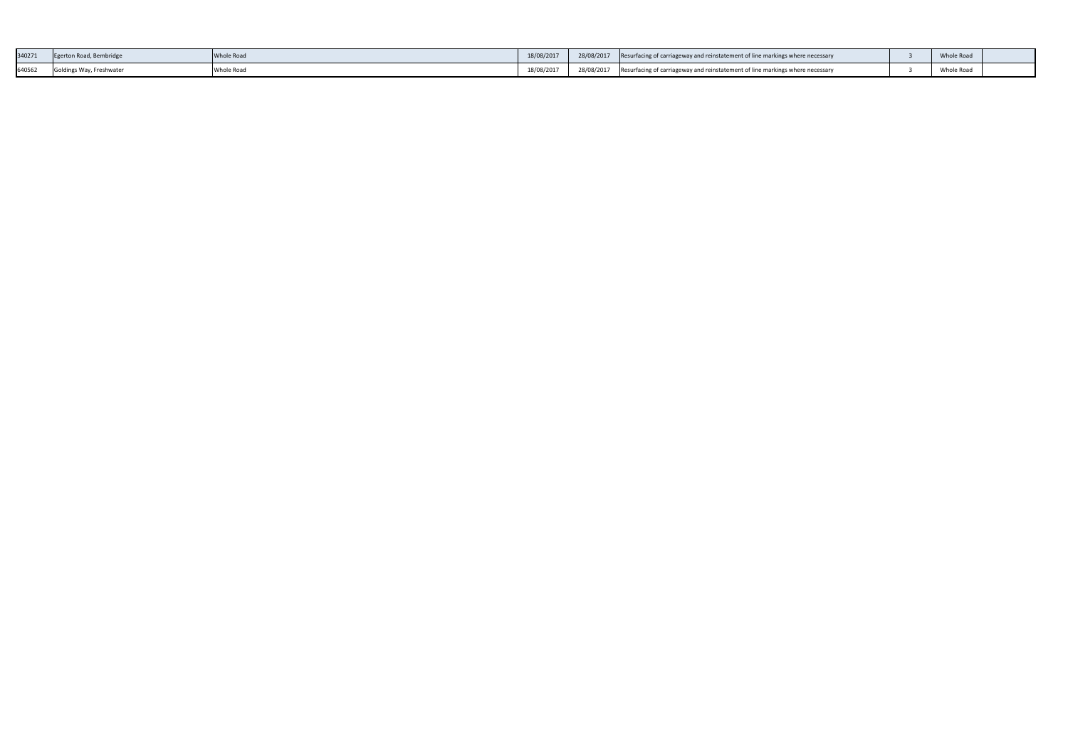| | | | | | | | | |
|---|---|---|---|---|---|---|---|---|
| 340271 | Egerton Road, Bembridge | Whole Road | 18/08/2017 | 28/08/2017 | Resurfacing of carriageway and reinstatement of line markings where necessary | 3 | Whole Road | |
| 640562 | Goldings Way, Freshwater | Whole Road | 18/08/2017 | 28/08/2017 | Resurfacing of carriageway and reinstatement of line markings where necessary | 3 | Whole Road | |